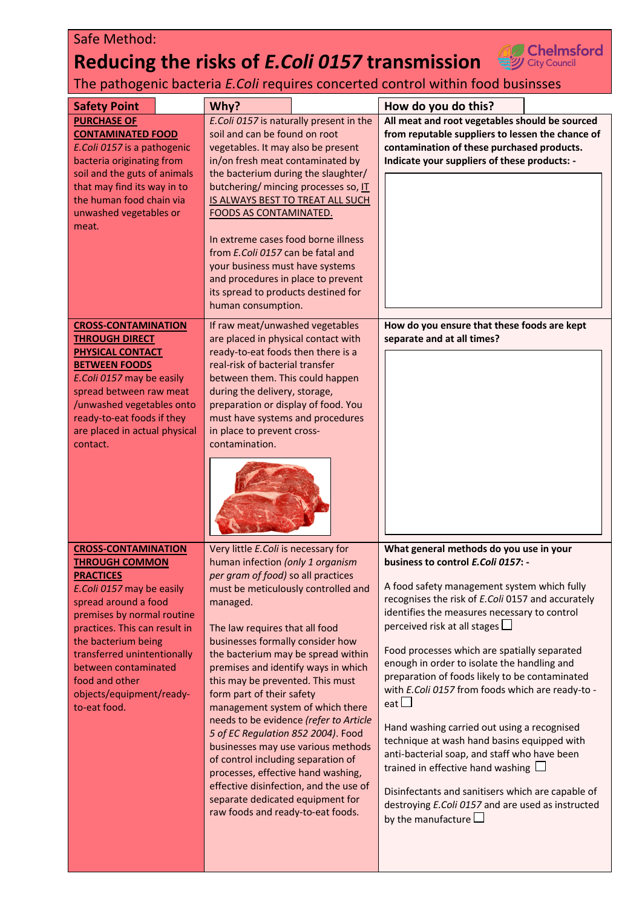Safe Method:

# Reducing the risks of *E.Coli 0157* transmission

Chelmsford City Council

The pathogenic bacteria *E.Coli* requires concerted control within food businsses

| Safety Point | Why? | How do you do this? |
|---|---|---|
| **PURCHASE OF CONTAMINATED FOOD**<br>*E.Coli 0157* is a pathogenic bacteria originating from soil and the guts of animals that may find its way in to the human food chain via unwashed vegetables or meat. | *E.Coli 0157* is naturally present in the soil and can be found on root vegetables. It may also be present in/on fresh meat contaminated by the bacterium during the slaughter/ butchering/ mincing processes so, IT IS ALWAYS BEST TO TREAT ALL SUCH FOODS AS CONTAMINATED.<br><br>In extreme cases food borne illness from *E.Coli 0157* can be fatal and your business must have systems and procedures in place to prevent its spread to products destined for human consumption. | **All meat and root vegetables should be sourced from reputable suppliers to lessen the chance of contamination of these purchased products. Indicate your suppliers of these products: -** |
| **CROSS-CONTAMINATION THROUGH DIRECT PHYSICAL CONTACT BETWEEN FOODS**<br>*E.Coli 0157* may be easily spread between raw meat /unwashed vegetables onto ready-to-eat foods if they are placed in actual physical contact. | If raw meat/unwashed vegetables are placed in physical contact with ready-to-eat foods then there is a real-risk of bacterial transfer between them. This could happen during the delivery, storage, preparation or display of food. You must have systems and procedures in place to prevent cross-contamination. | **How do you ensure that these foods are kept separate and at all times?** |
| **CROSS-CONTAMINATION THROUGH COMMON PRACTICES**<br>*E.Coli 0157* may be easily spread around a food premises by normal routine practices. This can result in the bacterium being transferred unintentionally between contaminated food and other objects/equipment/ready-to-eat food. | Very little *E.Coli* is necessary for human infection *(only 1 organism per gram of food)* so all practices must be meticulously controlled and managed.<br><br>The law requires that all food businesses formally consider how the bacterium may be spread within premises and identify ways in which this may be prevented. This must form part of their safety management system of which there needs to be evidence *(refer to Article 5 of EC Regulation 852 2004)*. Food businesses may use various methods of control including separation of processes, effective hand washing, effective disinfection, and the use of separate dedicated equipment for raw foods and ready-to-eat foods. | **What general methods do you use in your business to control *E.Coli 0157*: -**<br><br>A food safety management system which fully recognises the risk of *E.Coli* 0157 and accurately identifies the measures necessary to control perceived risk at all stages ☐<br><br>Food processes which are spatially separated enough in order to isolate the handling and preparation of foods likely to be contaminated with *E.Coli 0157* from foods which are ready-to - eat ☐<br><br>Hand washing carried out using a recognised technique at wash hand basins equipped with anti-bacterial soap, and staff who have been trained in effective hand washing ☐<br><br>Disinfectants and sanitisers which are capable of destroying *E.Coli 0157* and are used as instructed by the manufacture ☐ |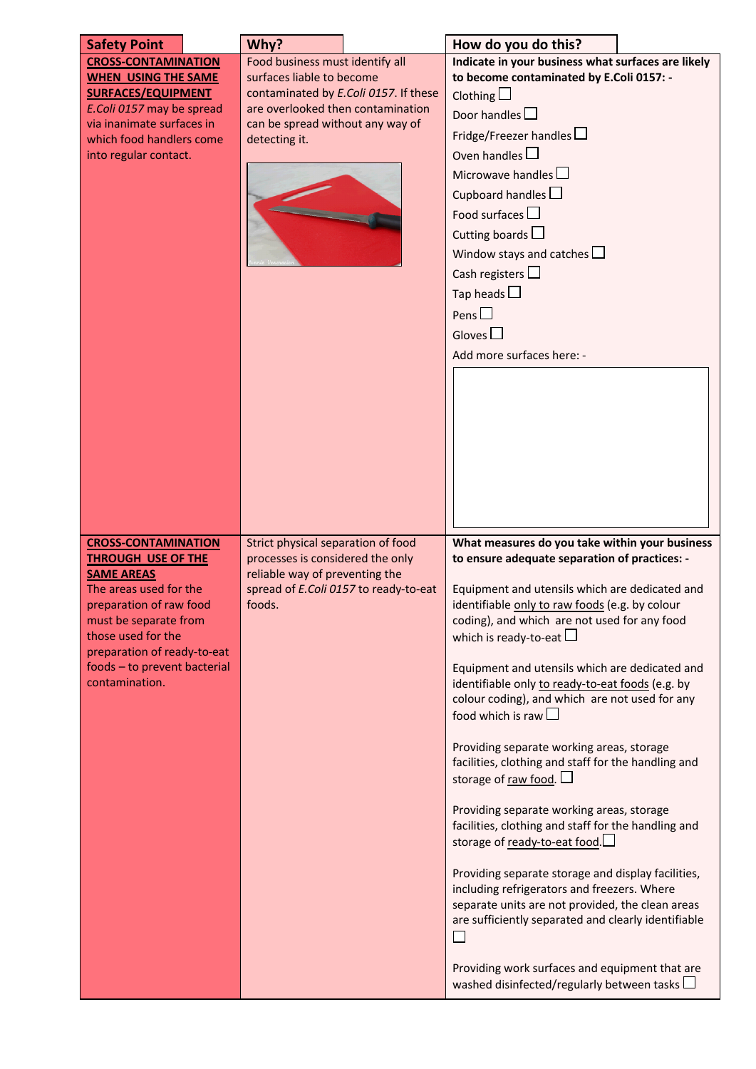| Safety Point | Why? | How do you do this? |
| --- | --- | --- |
| <u>**CROSS-CONTAMINATION WHEN USING THE SAME SURFACES/EQUIPMENT**</u><br>*E.Coli 0157* may be spread via inanimate surfaces in which food handlers come into regular contact. | Food business must identify all surfaces liable to become contaminated by *E.Coli 0157*. If these are overlooked then contamination can be spread without any way of detecting it. | **Indicate in your business what surfaces are likely to become contaminated by E.Coli 0157: -**<br>Clothing ☐<br>Door handles ☐<br>Fridge/Freezer handles ☐<br>Oven handles ☐<br>Microwave handles ☐<br>Cupboard handles ☐<br>Food surfaces ☐<br>Cutting boards ☐<br>Window stays and catches ☐<br>Cash registers ☐<br>Tap heads ☐<br>Pens ☐<br>Gloves ☐<br>Add more surfaces here: - |
| <u>**CROSS-CONTAMINATION THROUGH USE OF THE SAME AREAS**</u><br>The areas used for the preparation of raw food must be separate from those used for the preparation of ready-to-eat foods – to prevent bacterial contamination. | Strict physical separation of food processes is considered the only reliable way of preventing the spread of *E.Coli 0157* to ready-to-eat foods. | **What measures do you take within your business to ensure adequate separation of practices: -**<br><br>Equipment and utensils which are dedicated and identifiable <u>only to raw foods</u> (e.g. by colour coding), and which are not used for any food which is ready-to-eat ☐<br><br>Equipment and utensils which are dedicated and identifiable only <u>to ready-to-eat foods</u> (e.g. by colour coding), and which are not used for any food which is raw ☐<br><br>Providing separate working areas, storage facilities, clothing and staff for the handling and storage of <u>raw food</u>. ☐<br><br>Providing separate working areas, storage facilities, clothing and staff for the handling and storage of <u>ready-to-eat food</u>. ☐<br><br>Providing separate storage and display facilities, including refrigerators and freezers. Where separate units are not provided, the clean areas are sufficiently separated and clearly identifiable ☐<br><br>Providing work surfaces and equipment that are washed disinfected/regularly between tasks ☐ |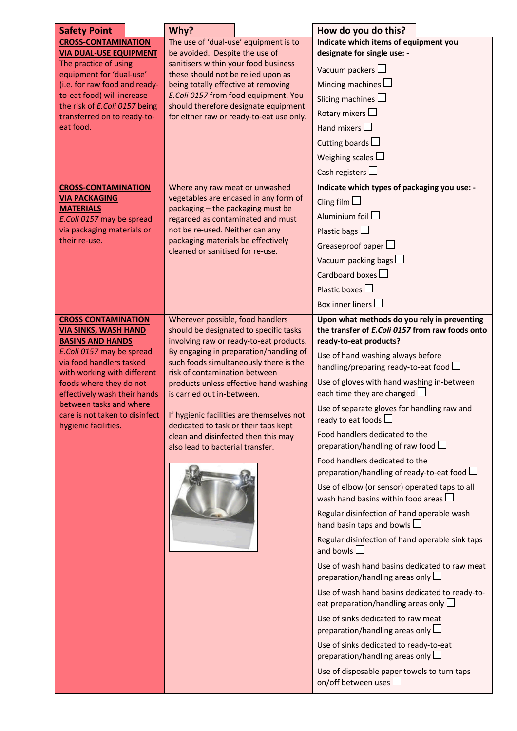| Safety Point | Why? | How do you do this? |
|---|---|---|
| **CROSS-CONTAMINATION VIA DUAL-USE EQUIPMENT**<br>The practice of using equipment for 'dual-use' (i.e. for raw food and ready-to-eat food) will increase the risk of *E.Coli 0157* being transferred on to ready-to-eat food. | The use of 'dual-use' equipment is to be avoided. Despite the use of sanitisers within your food business these should not be relied upon as being totally effective at removing *E.Coli 0157* from food equipment. You should therefore designate equipment for either raw or ready-to-eat use only. | **Indicate which items of equipment you designate for single use: -**<br>Vacuum packers ☐<br>Mincing machines ☐<br>Slicing machines ☐<br>Rotary mixers ☐<br>Hand mixers ☐<br>Cutting boards ☐<br>Weighing scales ☐<br>Cash registers ☐ |
| **CROSS-CONTAMINATION VIA PACKAGING MATERIALS**<br>*E.Coli 0157* may be spread via packaging materials or their re-use. | Where any raw meat or unwashed vegetables are encased in any form of packaging – the packaging must be regarded as contaminated and must not be re-used. Neither can any packaging materials be effectively cleaned or sanitised for re-use. | **Indicate which types of packaging you use: -**<br>Cling film ☐<br>Aluminium foil ☐<br>Plastic bags ☐<br>Greaseproof paper ☐<br>Vacuum packing bags ☐<br>Cardboard boxes ☐<br>Plastic boxes ☐<br>Box inner liners ☐ |
| **CROSS CONTAMINATION VIA SINKS, WASH HAND BASINS AND HANDS**<br>*E.Coli 0157* may be spread via food handlers tasked with working with different foods where they do not effectively wash their hands between tasks and where care is not taken to disinfect hygienic facilities. | Wherever possible, food handlers should be designated to specific tasks involving raw or ready-to-eat products. By engaging in preparation/handling of such foods simultaneously there is the risk of contamination between products unless effective hand washing is carried out in-between.<br><br>If hygienic facilities are themselves not dedicated to task or their taps kept clean and disinfected then this may also lead to bacterial transfer. | **Upon what methods do you rely in preventing the transfer of *E.Coli 0157* from raw foods onto ready-to-eat products?**<br>Use of hand washing always before handling/preparing ready-to-eat food ☐<br>Use of gloves with hand washing in-between each time they are changed ☐<br>Use of separate gloves for handling raw and ready to eat foods ☐<br>Food handlers dedicated to the preparation/handling of raw food ☐<br>Food handlers dedicated to the preparation/handling of ready-to-eat food ☐<br>Use of elbow (or sensor) operated taps to all wash hand basins within food areas ☐<br>Regular disinfection of hand operable wash hand basin taps and bowls ☐<br>Regular disinfection of hand operable sink taps and bowls ☐<br>Use of wash hand basins dedicated to raw meat preparation/handling areas only ☐<br>Use of wash hand basins dedicated to ready-to-eat preparation/handling areas only ☐<br>Use of sinks dedicated to raw meat preparation/handling areas only ☐<br>Use of sinks dedicated to ready-to-eat preparation/handling areas only ☐<br>Use of disposable paper towels to turn taps on/off between uses ☐ |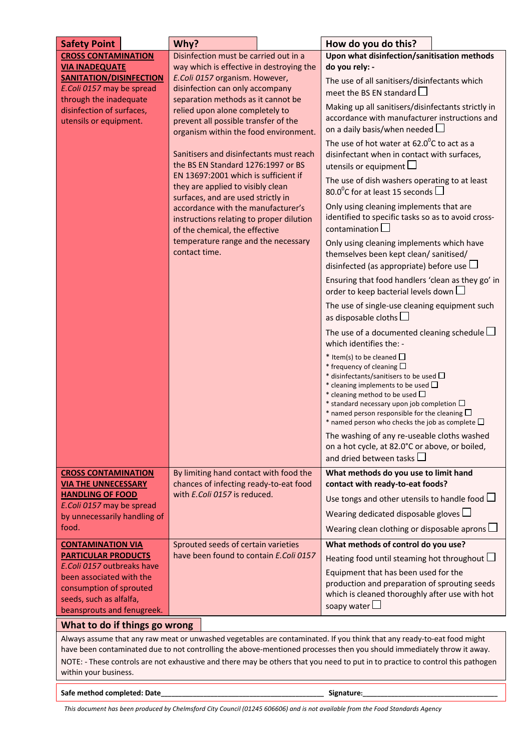| Safety Point | Why? | How do you do this? |
|---|---|---|
| **CROSS CONTAMINATION VIA INADEQUATE SANITATION/DISINFECTION**<br>*E.Coli 0157* may be spread through the inadequate disinfection of surfaces, utensils or equipment. | Disinfection must be carried out in a way which is effective in destroying the *E.Coli 0157* organism. However, disinfection can only accompany separation methods as it cannot be relied upon alone completely to prevent all possible transfer of the organism within the food environment.<br><br>Sanitisers and disinfectants must reach the BS EN Standard 1276:1997 or BS EN 13697:2001 which is sufficient if they are applied to visibly clean surfaces, and are used strictly in accordance with the manufacturer's instructions relating to proper dilution of the chemical, the effective temperature range and the necessary contact time. | **Upon what disinfection/sanitisation methods do you rely: -**<br>The use of all sanitisers/disinfectants which meet the BS EN standard ☐<br>Making up all sanitisers/disinfectants strictly in accordance with manufacturer instructions and on a daily basis/when needed ☐<br>The use of hot water at 62.0$^{0}$C to act as a disinfectant when in contact with surfaces, utensils or equipment ☐<br>The use of dish washers operating to at least 80.0$^{0}$C for at least 15 seconds ☐<br>Only using cleaning implements that are identified to specific tasks so as to avoid cross-contamination ☐<br>Only using cleaning implements which have themselves been kept clean/ sanitised/ disinfected (as appropriate) before use ☐<br>Ensuring that food handlers 'clean as they go' in order to keep bacterial levels down ☐<br>The use of single-use cleaning equipment such as disposable cloths ☐<br>The use of a documented cleaning schedule ☐ which identifies the: -<br>* Item(s) to be cleaned ☐<br>* frequency of cleaning ☐<br>* disinfectants/sanitisers to be used ☐<br>* cleaning implements to be used ☐<br>* cleaning method to be used ☐<br>* standard necessary upon job completion ☐<br>* named person responsible for the cleaning ☐<br>* named person who checks the job as complete ☐<br>The washing of any re-useable cloths washed on a hot cycle, at 82.0°C or above, or boiled, and dried between tasks ☐ |
| **CROSS CONTAMINATION VIA THE UNNECESSARY HANDLING OF FOOD**<br>*E.Coli 0157* may be spread by unnecessarily handling of food. | By limiting hand contact with food the chances of infecting ready-to-eat food with *E.Coli 0157* is reduced. | **What methods do you use to limit hand contact with ready-to-eat foods?**<br>Use tongs and other utensils to handle food ☐<br>Wearing dedicated disposable gloves ☐<br>Wearing clean clothing or disposable aprons ☐ |
| **CONTAMINATION VIA PARTICULAR PRODUCTS**<br>*E.Coli 0157* outbreaks have been associated with the consumption of sprouted seeds, such as alfalfa, beansprouts and fenugreek. | Sprouted seeds of certain varieties have been found to contain *E.Coli 0157* | **What methods of control do you use?**<br>Heating food until steaming hot throughout ☐<br>Equipment that has been used for the production and preparation of sprouting seeds which is cleaned thoroughly after use with hot soapy water ☐ |

## What to do if things go wrong

Always assume that any raw meat or unwashed vegetables are contaminated. If you think that any ready-to-eat food might have been contaminated due to not controlling the above-mentioned processes then you should immediately throw it away.

NOTE: - These controls are not exhaustive and there may be others that you need to put in to practice to control this pathogen within your business.

**Safe method completed: Date**\_\_\_\_\_\_\_\_\_\_\_\_\_\_\_\_\_\_\_\_\_\_\_\_\_\_\_\_\_\_\_\_\_\_\_\_ **Signature:**\_\_\_\_\_\_\_\_\_\_\_\_\_\_\_\_\_\_\_\_\_\_\_\_\_\_\_\_\_\_

*This document has been produced by Chelmsford City Council (01245 606606) and is not available from the Food Standards Agency*